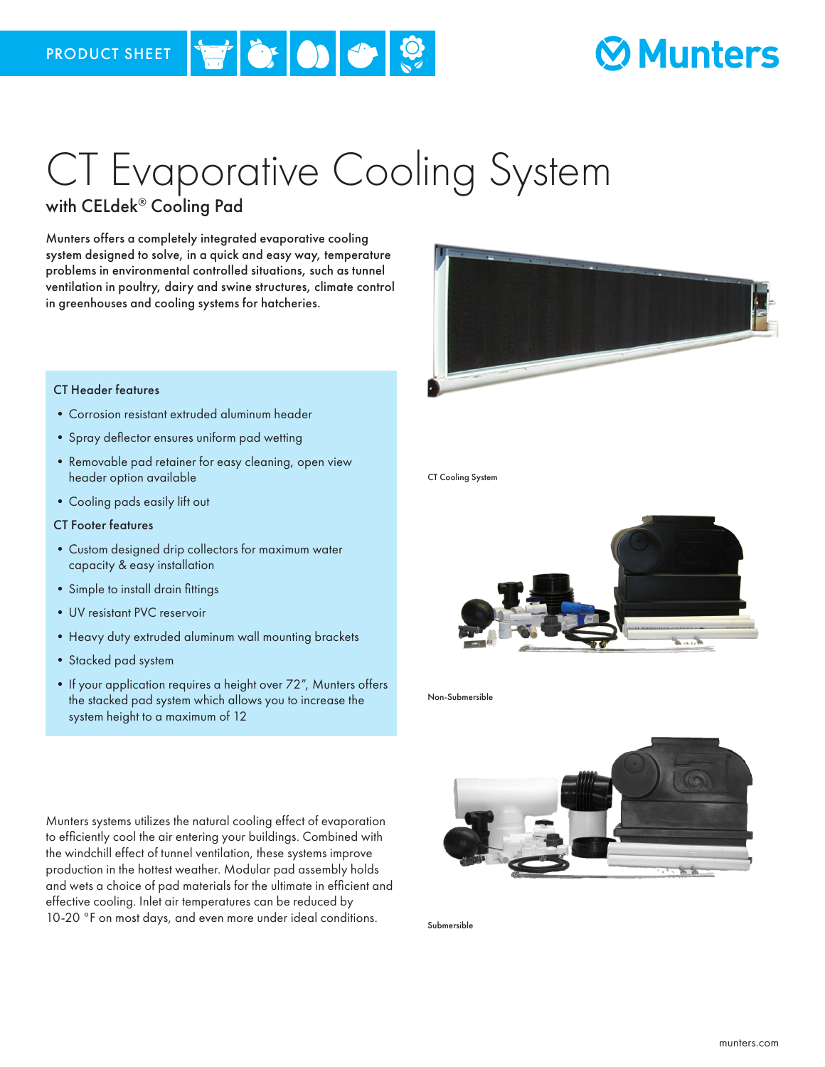PRODUCT SHEET

# CT Evaporative Cooling System

## with CELdek® Cooling Pad

Munters offers a completely integrated evaporative cooling system designed to solve, in a quick and easy way, temperature problems in environmental controlled situations, such as tunnel ventilation in poultry, dairy and swine structures, climate control in greenhouses and cooling systems for hatcheries.

### CT Header features

- Corrosion resistant extruded aluminum header
- Spray deflector ensures uniform pad wetting
- Removable pad retainer for easy cleaning, open view header option available
- Cooling pads easily lift out

### CT Footer features

- Custom designed drip collectors for maximum water capacity & easy installation
- Simple to install drain fittings
- UV resistant PVC reservoir
- Heavy duty extruded aluminum wall mounting brackets
- Stacked pad system
- If your application requires a height over 72", Munters offers the stacked pad system which allows you to increase the system height to a maximum of 12

Munters systems utilizes the natural cooling effect of evaporation to efficiently cool the air entering your buildings. Combined with the windchill effect of tunnel ventilation, these systems improve production in the hottest weather. Modular pad assembly holds and wets a choice of pad materials for the ultimate in efficient and effective cooling. Inlet air temperatures can be reduced by 10-20 °F on most days, and even more under ideal conditions.

CT Cooling System

Non-Submersible

Submersible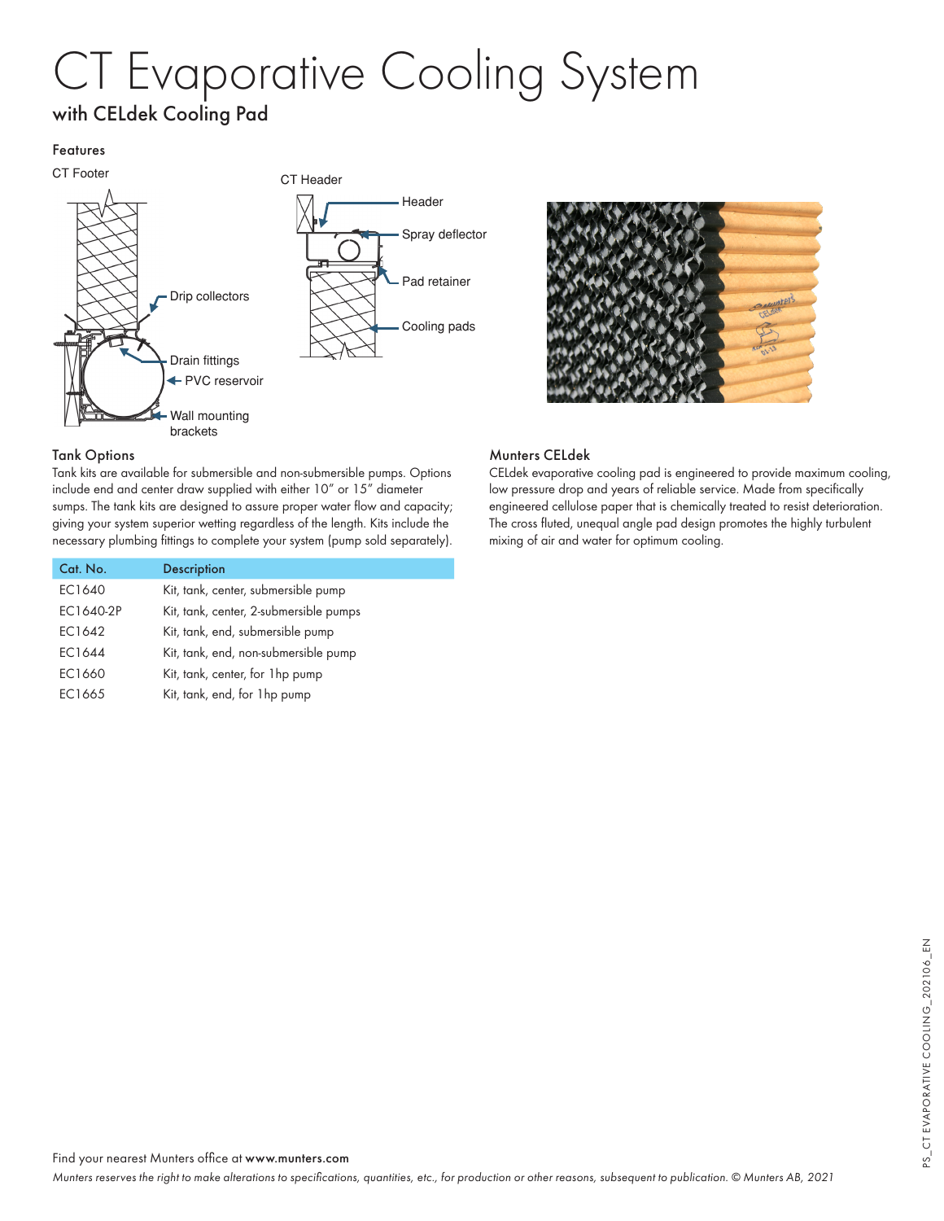# CT Evaporative Cooling System

## with CELdek Cooling Pad

### Features

CT Footer

Drip collectors
Drain fittings
PVC reservoir
Wall mounting brackets

CT Header

Header
Spray deflector
Pad retainer
Cooling pads

### Tank Options

Tank kits are available for submersible and non-submersible pumps. Options include end and center draw supplied with either 10" or 15" diameter sumps. The tank kits are designed to assure proper water flow and capacity; giving your system superior wetting regardless of the length. Kits include the necessary plumbing fittings to complete your system (pump sold separately).

| Cat. No. | Description |
|---|---|
| EC1640 | Kit, tank, center, submersible pump |
| EC1640-2P | Kit, tank, center, 2-submersible pumps |
| EC1642 | Kit, tank, end, submersible pump |
| EC1644 | Kit, tank, end, non-submersible pump |
| EC1660 | Kit, tank, center, for 1hp pump |
| EC1665 | Kit, tank, end, for 1hp pump |

### Munters CELdek

CELdek evaporative cooling pad is engineered to provide maximum cooling, low pressure drop and years of reliable service. Made from specifically engineered cellulose paper that is chemically treated to resist deterioration. The cross fluted, unequal angle pad design promotes the highly turbulent mixing of air and water for optimum cooling.

Find your nearest Munters office at **www.munters.com**

*Munters reserves the right to make alterations to specifications, quantities, etc., for production or other reasons, subsequent to publication. © Munters AB, 2021*

PS_CT EVAPORATIVE COOLING_202106_EN